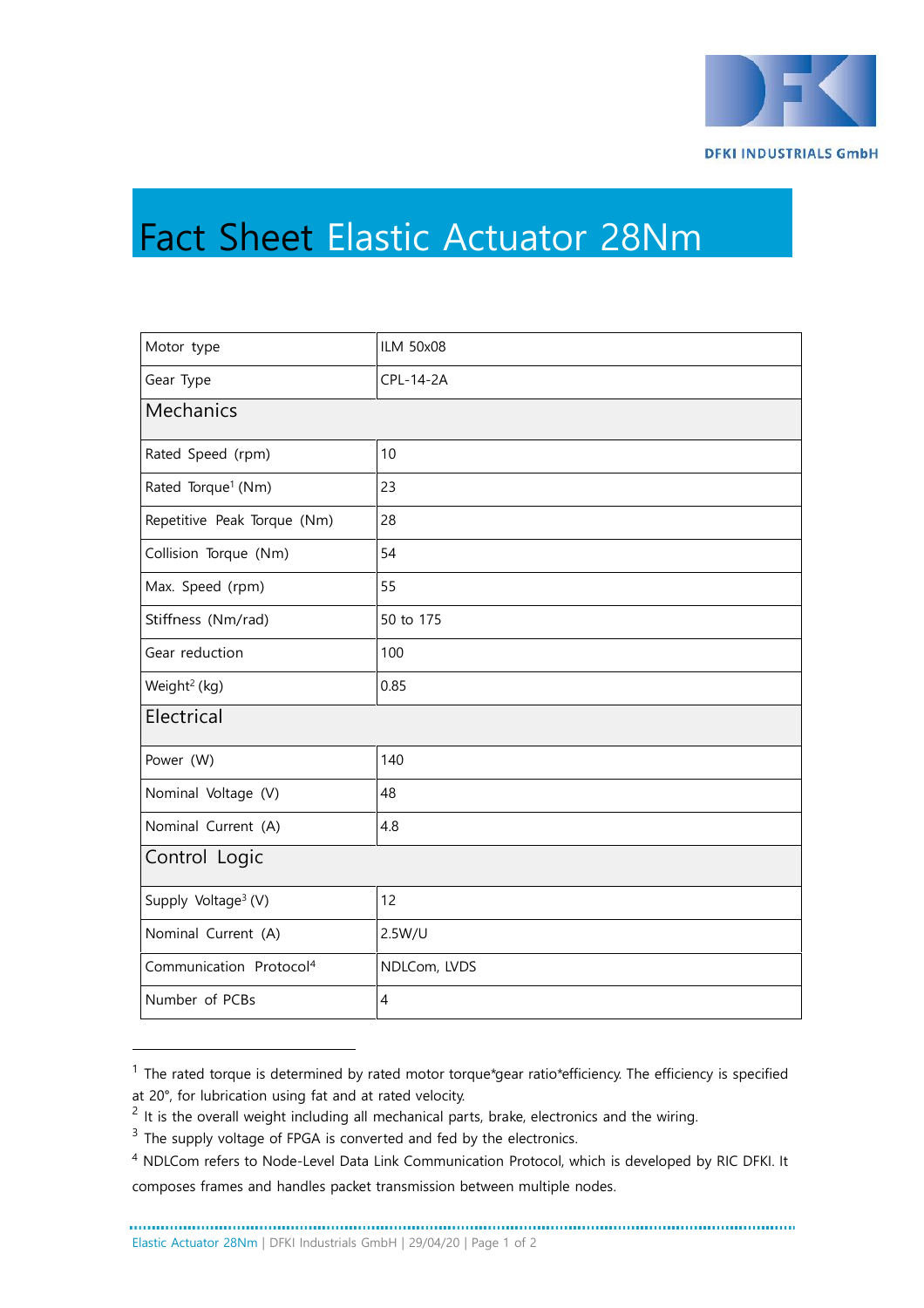DFKI INDUSTRIALS GmbH

# Fact Sheet Elastic Actuator 28Nm

| Motor type | ILM 50x08 |
|---|---|
| Gear Type | CPL-14-2A |
| **Mechanics** | |
| Rated Speed (rpm) | 10 |
| Rated Torque[1] (Nm) | 23 |
| Repetitive Peak Torque (Nm) | 28 |
| Collision Torque (Nm) | 54 |
| Max. Speed (rpm) | 55 |
| Stiffness (Nm/rad) | 50 to 175 |
| Gear reduction | 100 |
| Weight[2] (kg) | 0.85 |
| **Electrical** | |
| Power (W) | 140 |
| Nominal Voltage (V) | 48 |
| Nominal Current (A) | 4.8 |
| **Control Logic** | |
| Supply Voltage[3] (V) | 12 |
| Nominal Current (A) | 2.5W/U |
| Communication Protocol[4] | NDLCom, LVDS |
| Number of PCBs | 4 |

[1] The rated torque is determined by rated motor torque*gear ratio*efficiency. The efficiency is specified at 20°, for lubrication using fat and at rated velocity.

[2] It is the overall weight including all mechanical parts, brake, electronics and the wiring.

[3] The supply voltage of FPGA is converted and fed by the electronics.

[4] NDLCom refers to Node-Level Data Link Communication Protocol, which is developed by RIC DFKI. It composes frames and handles packet transmission between multiple nodes.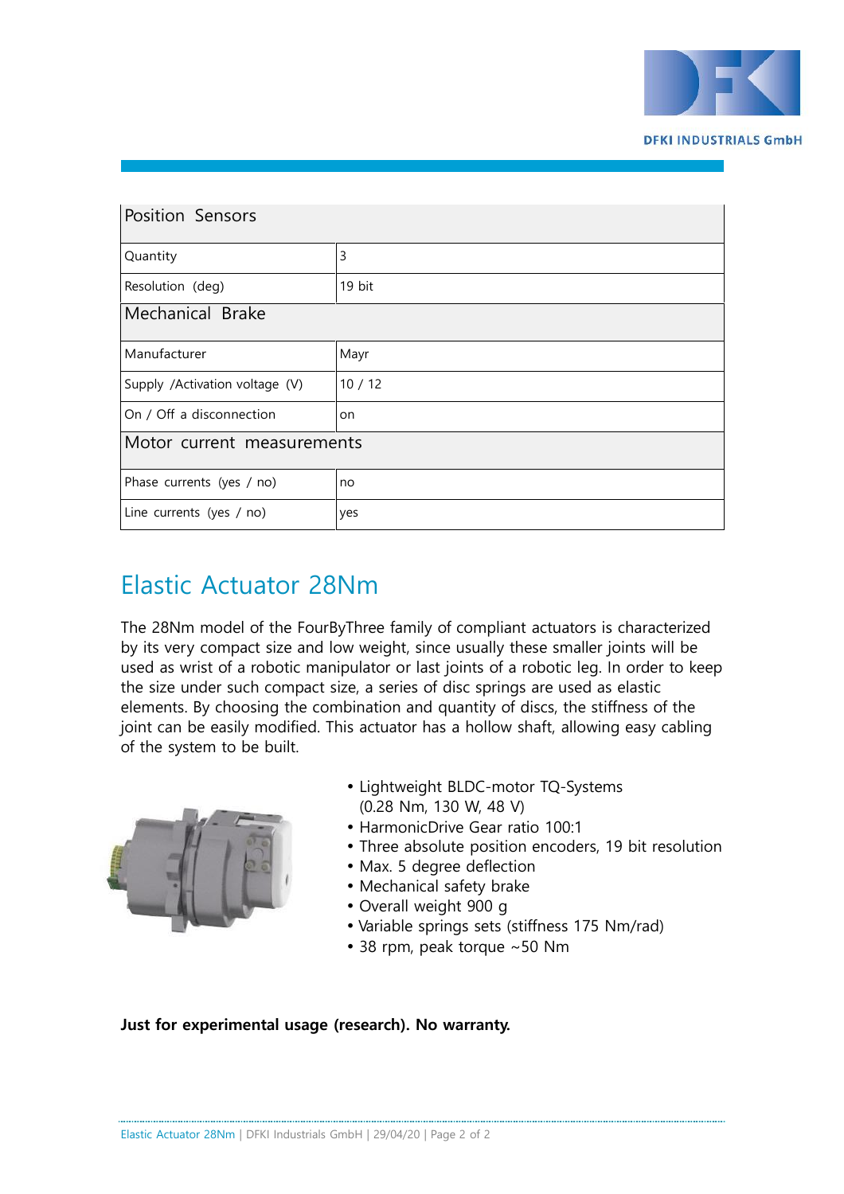| | |
|---|---|
| **Position Sensors** | |
| Quantity | 3 |
| Resolution (deg) | 19 bit |
| **Mechanical Brake** | |
| Manufacturer | Mayr |
| Supply /Activation voltage (V) | 10 / 12 |
| On / Off a disconnection | on |
| **Motor current measurements** | |
| Phase currents (yes / no) | no |
| Line currents (yes / no) | yes |

## Elastic Actuator 28Nm

The 28Nm model of the FourByThree family of compliant actuators is characterized by its very compact size and low weight, since usually these smaller joints will be used as wrist of a robotic manipulator or last joints of a robotic leg. In order to keep the size under such compact size, a series of disc springs are used as elastic elements. By choosing the combination and quantity of discs, the stiffness of the joint can be easily modified. This actuator has a hollow shaft, allowing easy cabling of the system to be built.

- Lightweight BLDC-motor TQ-Systems (0.28 Nm, 130 W, 48 V)
- HarmonicDrive Gear ratio 100:1
- Three absolute position encoders, 19 bit resolution
- Max. 5 degree deflection
- Mechanical safety brake
- Overall weight 900 g
- Variable springs sets (stiffness 175 Nm/rad)
- 38 rpm, peak torque ~50 Nm

**Just for experimental usage (research). No warranty.**